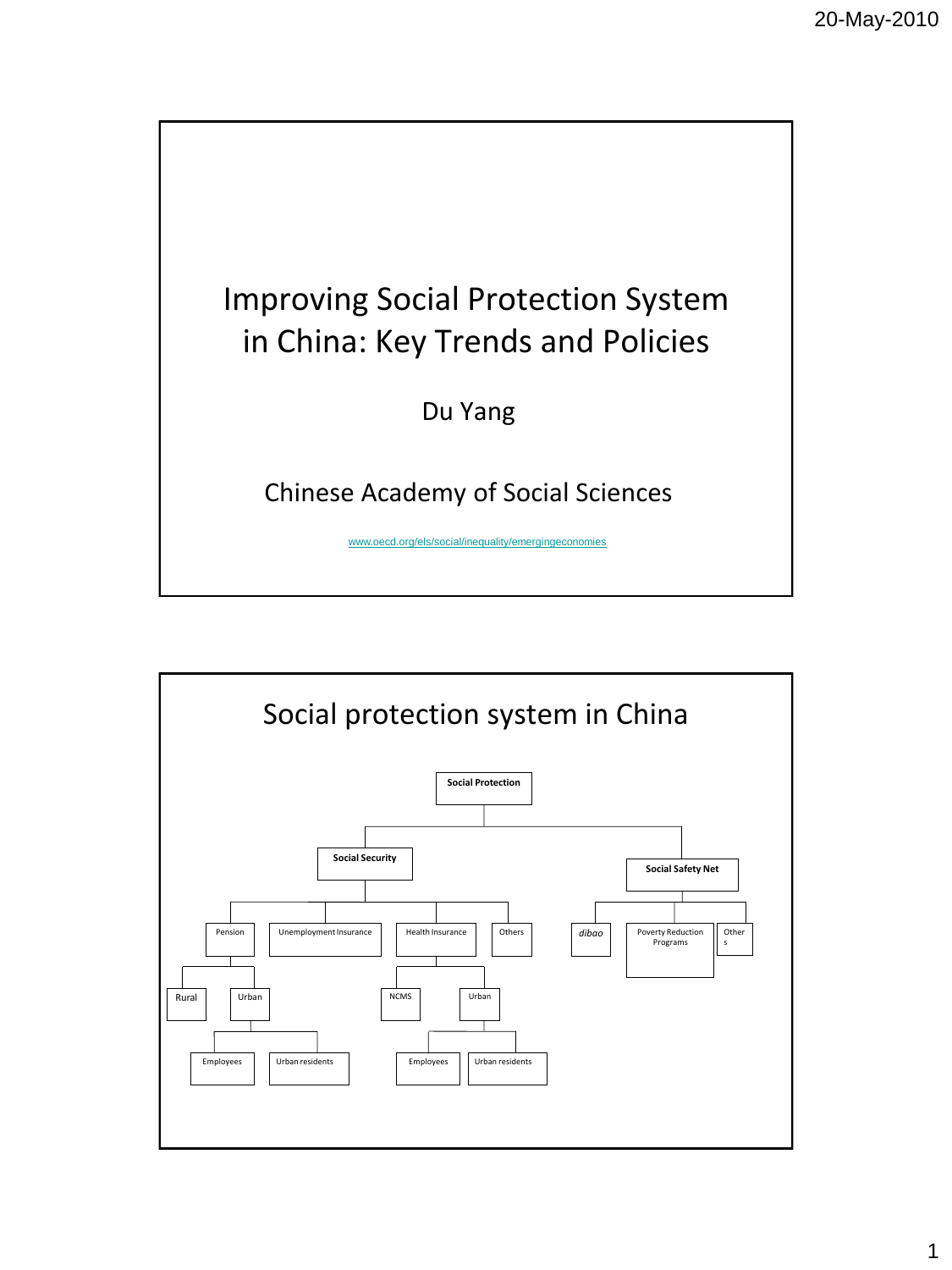# Improving Social Protection System in China: Key Trends and Policies

Du Yang

Chinese Academy of Social Sciences

www.oecd.org/els/social/inequality/emergingeconomies

## Social protection system in China

- **Social Protection**
  - **Social Security**
    - Pension
      - Rural
      - Urban
        - Employees
        - Urban residents
    - Unemployment Insurance
    - Health Insurance
      - NCMS
      - Urban
        - Employees
        - Urban residents
    - Others
  - **Social Safety Net**
    - *dibao*
    - Poverty Reduction Programs
    - Others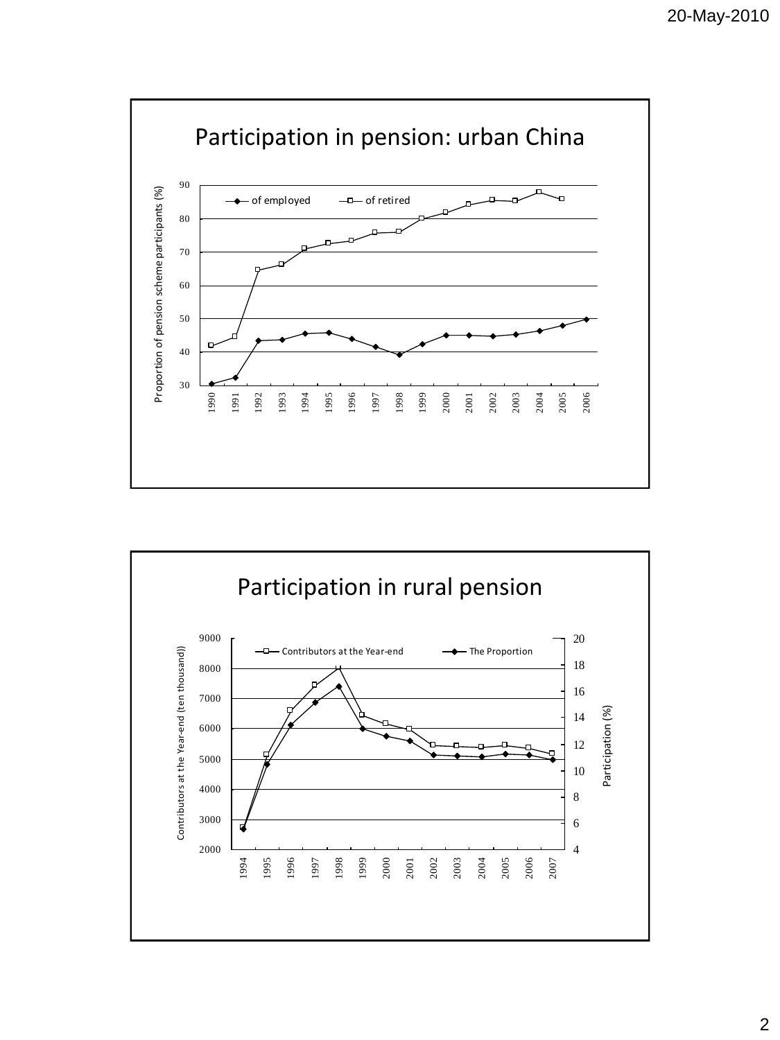## Participation in pension: urban China

Proportion of pension scheme participants (%)

- of employed
- of retired

1990 1991 1992 1993 1994 1995 1996 1997 1998 1999 2000 2001 2002 2003 2004 2005 2006

## Participation in rural pension

Contributors at the Year-end (ten thousand)

Participation (%)

- Contributors at the Year-end
- The Proportion

1994 1995 1996 1997 1998 1999 2000 2001 2002 2003 2004 2005 2006 2007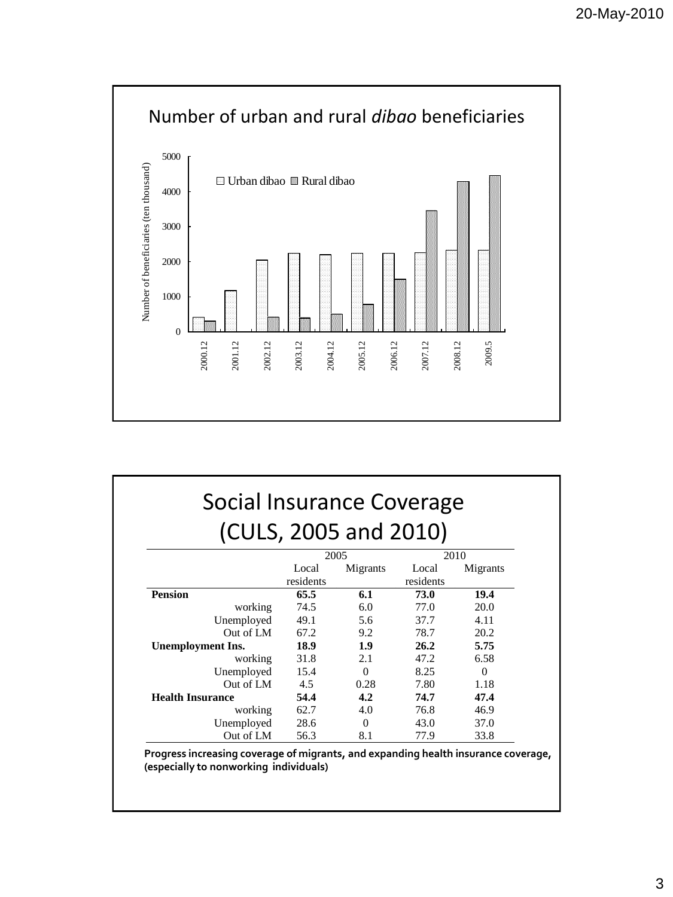## Number of urban and rural *dibao* beneficiaries

Number of beneficiaries (ten thousand)

□ Urban dibao ▨ Rural dibao

2000.12, 2001.12, 2002.12, 2003.12, 2004.12, 2005.12, 2006.12, 2007.12, 2008.12, 2009.5

## Social Insurance Coverage (CULS, 2005 and 2010)

| | 2005 | | 2010 | |
|---|---|---|---|---|
| | Local residents | Migrants | Local residents | Migrants |
| **Pension** | **65.5** | **6.1** | **73.0** | **19.4** |
| working | 74.5 | 6.0 | 77.0 | 20.0 |
| Unemployed | 49.1 | 5.6 | 37.7 | 4.11 |
| Out of LM | 67.2 | 9.2 | 78.7 | 20.2 |
| **Unemployment Ins.** | **18.9** | **1.9** | **26.2** | **5.75** |
| working | 31.8 | 2.1 | 47.2 | 6.58 |
| Unemployed | 15.4 | 0 | 8.25 | 0 |
| Out of LM | 4.5 | 0.28 | 7.80 | 1.18 |
| **Health Insurance** | **54.4** | **4.2** | **74.7** | **47.4** |
| working | 62.7 | 4.0 | 76.8 | 46.9 |
| Unemployed | 28.6 | 0 | 43.0 | 37.0 |
| Out of LM | 56.3 | 8.1 | 77.9 | 33.8 |

**Progress increasing coverage of migrants, and expanding health insurance coverage, (especially to nonworking individuals)**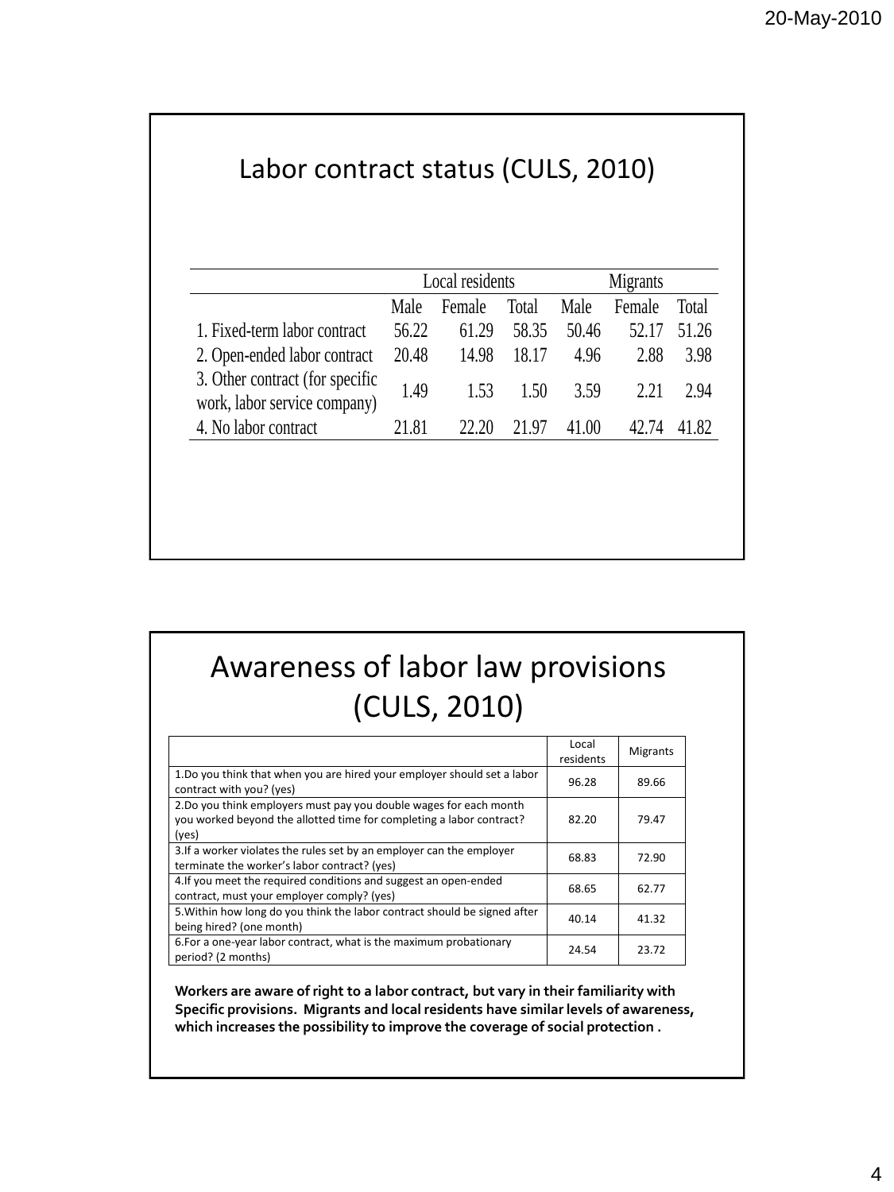## Labor contract status (CULS, 2010)

| | Local residents | | | Migrants | | |
|---|---|---|---|---|---|---|
| | Male | Female | Total | Male | Female | Total |
| 1. Fixed-term labor contract | 56.22 | 61.29 | 58.35 | 50.46 | 52.17 | 51.26 |
| 2. Open-ended labor contract | 20.48 | 14.98 | 18.17 | 4.96 | 2.88 | 3.98 |
| 3. Other contract (for specific work, labor service company) | 1.49 | 1.53 | 1.50 | 3.59 | 2.21 | 2.94 |
| 4. No labor contract | 21.81 | 22.20 | 21.97 | 41.00 | 42.74 | 41.82 |

## Awareness of labor law provisions (CULS, 2010)

| | Local residents | Migrants |
|---|---|---|
| 1.Do you think that when you are hired your employer should set a labor contract with you? (yes) | 96.28 | 89.66 |
| 2.Do you think employers must pay you double wages for each month you worked beyond the allotted time for completing a labor contract? (yes) | 82.20 | 79.47 |
| 3.If a worker violates the rules set by an employer can the employer terminate the worker's labor contract? (yes) | 68.83 | 72.90 |
| 4.If you meet the required conditions and suggest an open-ended contract, must your employer comply? (yes) | 68.65 | 62.77 |
| 5.Within how long do you think the labor contract should be signed after being hired? (one month) | 40.14 | 41.32 |
| 6.For a one-year labor contract, what is the maximum probationary period? (2 months) | 24.54 | 23.72 |

**Workers are aware of right to a labor contract, but vary in their familiarity with Specific provisions. Migrants and local residents have similar levels of awareness, which increases the possibility to improve the coverage of social protection .**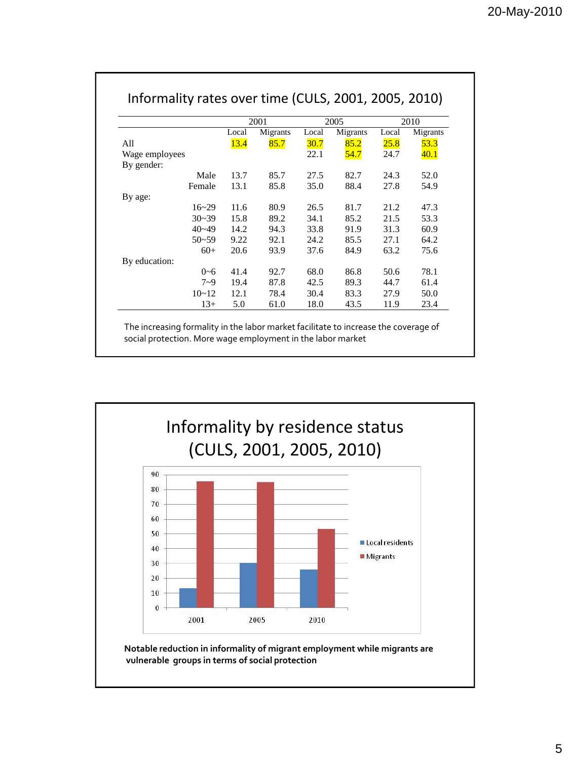## Informality rates over time (CULS, 2001, 2005, 2010)

| | | 2001 | | 2005 | | 2010 | |
|---|---|---|---|---|---|---|---|
| | | Local | Migrants | Local | Migrants | Local | Migrants |
| All | | 13.4 | 85.7 | 30.7 | 85.2 | 25.8 | 53.3 |
| Wage employees | | | | 22.1 | 54.7 | 24.7 | 40.1 |
| By gender: | | | | | | | |
| | Male | 13.7 | 85.7 | 27.5 | 82.7 | 24.3 | 52.0 |
| | Female | 13.1 | 85.8 | 35.0 | 88.4 | 27.8 | 54.9 |
| By age: | | | | | | | |
| | 16~29 | 11.6 | 80.9 | 26.5 | 81.7 | 21.2 | 47.3 |
| | 30~39 | 15.8 | 89.2 | 34.1 | 85.2 | 21.5 | 53.3 |
| | 40~49 | 14.2 | 94.3 | 33.8 | 91.9 | 31.3 | 60.9 |
| | 50~59 | 9.22 | 92.1 | 24.2 | 85.5 | 27.1 | 64.2 |
| | 60+ | 20.6 | 93.9 | 37.6 | 84.9 | 63.2 | 75.6 |
| By education: | | | | | | | |
| | 0~6 | 41.4 | 92.7 | 68.0 | 86.8 | 50.6 | 78.1 |
| | 7~9 | 19.4 | 87.8 | 42.5 | 89.3 | 44.7 | 61.4 |
| | 10~12 | 12.1 | 78.4 | 30.4 | 83.3 | 27.9 | 50.0 |
| | 13+ | 5.0 | 61.0 | 18.0 | 43.5 | 11.9 | 23.4 |

The increasing formality in the labor market facilitate to increase the coverage of social protection. More wage employment in the labor market

## Informality by residence status (CULS, 2001, 2005, 2010)

| Year | Local residents | Migrants |
|---|---|---|
| 2001 | 13.4 | 85.7 |
| 2005 | 30.7 | 85.2 |
| 2010 | 25.8 | 53.3 |

**Notable reduction in informality of migrant employment while migrants are vulnerable groups in terms of social protection**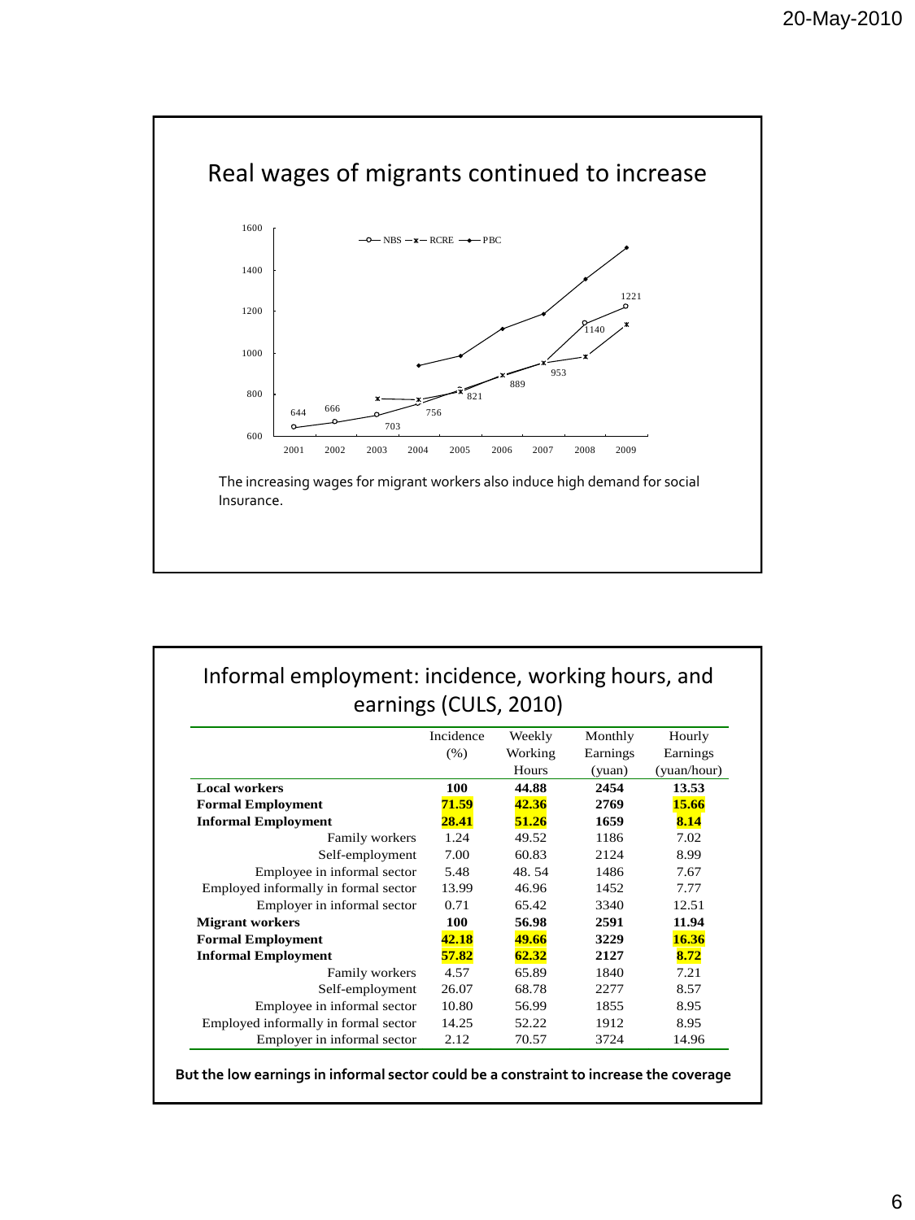## Real wages of migrants continued to increase

The increasing wages for migrant workers also induce high demand for social Insurance.

## Informal employment: incidence, working hours, and earnings (CULS, 2010)

| | Incidence (%) | Weekly Working Hours | Monthly Earnings (yuan) | Hourly Earnings (yuan/hour) |
|---|---|---|---|---|
| **Local workers** | **100** | **44.88** | **2454** | **13.53** |
| **Formal Employment** | **71.59** | **42.36** | **2769** | **15.66** |
| **Informal Employment** | **28.41** | **51.26** | **1659** | **8.14** |
| Family workers | 1.24 | 49.52 | 1186 | 7.02 |
| Self-employment | 7.00 | 60.83 | 2124 | 8.99 |
| Employee in informal sector | 5.48 | 48. 54 | 1486 | 7.67 |
| Employed informally in formal sector | 13.99 | 46.96 | 1452 | 7.77 |
| Employer in informal sector | 0.71 | 65.42 | 3340 | 12.51 |
| **Migrant workers** | **100** | **56.98** | **2591** | **11.94** |
| **Formal Employment** | **42.18** | **49.66** | **3229** | **16.36** |
| **Informal Employment** | **57.82** | **62.32** | **2127** | **8.72** |
| Family workers | 4.57 | 65.89 | 1840 | 7.21 |
| Self-employment | 26.07 | 68.78 | 2277 | 8.57 |
| Employee in informal sector | 10.80 | 56.99 | 1855 | 8.95 |
| Employed informally in formal sector | 14.25 | 52.22 | 1912 | 8.95 |
| Employer in informal sector | 2.12 | 70.57 | 3724 | 14.96 |

**But the low earnings in informal sector could be a constraint to increase the coverage**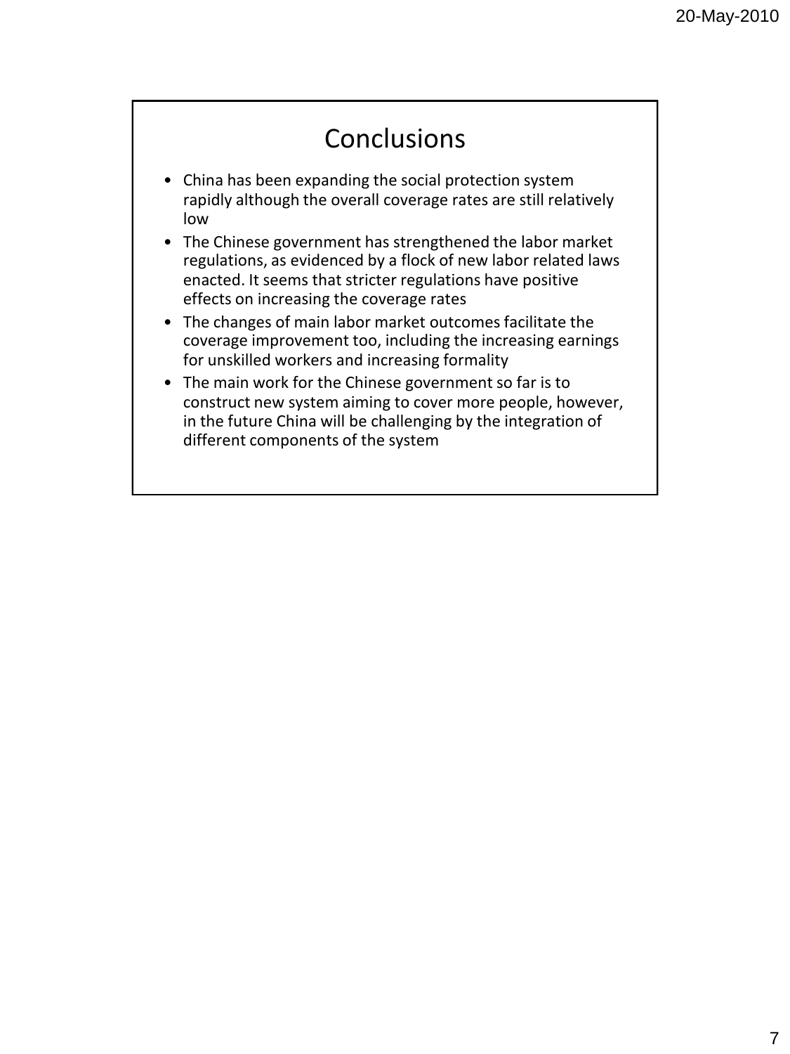# Conclusions

- China has been expanding the social protection system rapidly although the overall coverage rates are still relatively low
- The Chinese government has strengthened the labor market regulations, as evidenced by a flock of new labor related laws enacted. It seems that stricter regulations have positive effects on increasing the coverage rates
- The changes of main labor market outcomes facilitate the coverage improvement too, including the increasing earnings for unskilled workers and increasing formality
- The main work for the Chinese government so far is to construct new system aiming to cover more people, however, in the future China will be challenging by the integration of different components of the system